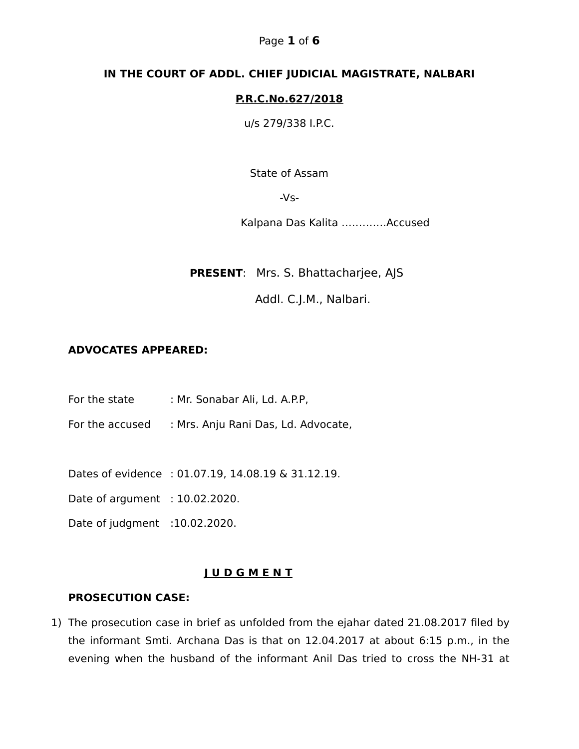**IN THE COURT OF ADDL. CHIEF JUDICIAL MAGISTRATE, NALBARI**

**P.R.C.No.627/2018**

u/s 279/338 I.P.C.

State of Assam

-Vs-

Kalpana Das Kalita .............Accused

**PRESENT**: Mrs. S. Bhattacharjee, AJS

Addl. C.J.M., Nalbari.

**ADVOCATES APPEARED:**

For the state : Mr. Sonabar Ali, Ld. A.P.P,

For the accused : Mrs. Anju Rani Das, Ld. Advocate,

Dates of evidence : 01.07.19, 14.08.19 & 31.12.19.

Date of argument : 10.02.2020.

Date of judgment :10.02.2020.

## J U D G M E N T

**PROSECUTION CASE:**

1) The prosecution case in brief as unfolded from the ejahar dated 21.08.2017 filed by the informant Smti. Archana Das is that on 12.04.2017 at about 6:15 p.m., in the evening when the husband of the informant Anil Das tried to cross the NH-31 at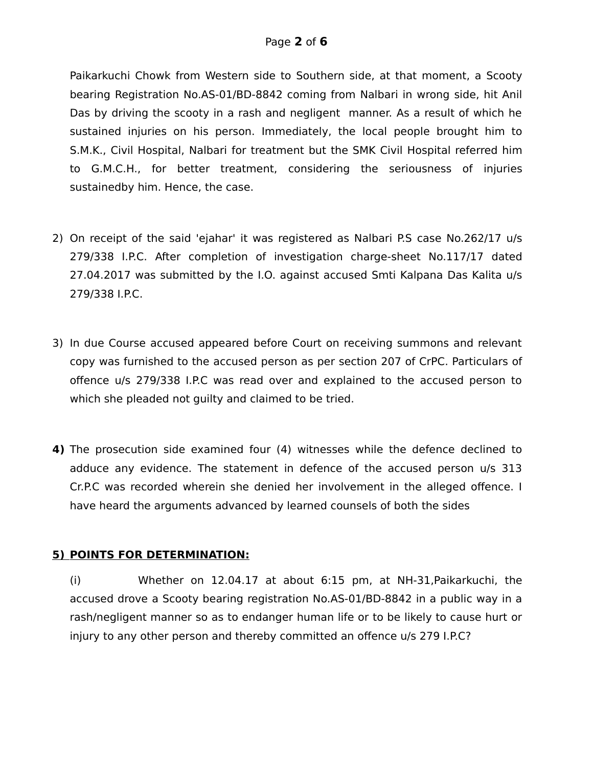Paikarkuchi Chowk from Western side to Southern side, at that moment, a Scooty bearing Registration No.AS-01/BD-8842 coming from Nalbari in wrong side, hit Anil Das by driving the scooty in a rash and negligent manner. As a result of which he sustained injuries on his person. Immediately, the local people brought him to S.M.K., Civil Hospital, Nalbari for treatment but the SMK Civil Hospital referred him to G.M.C.H., for better treatment, considering the seriousness of injuries sustainedby him. Hence, the case.

2) On receipt of the said 'ejahar' it was registered as Nalbari P.S case No.262/17 u/s 279/338 I.P.C. After completion of investigation charge-sheet No.117/17 dated 27.04.2017 was submitted by the I.O. against accused Smti Kalpana Das Kalita u/s 279/338 I.P.C.

3) In due Course accused appeared before Court on receiving summons and relevant copy was furnished to the accused person as per section 207 of CrPC. Particulars of offence u/s 279/338 I.P.C was read over and explained to the accused person to which she pleaded not guilty and claimed to be tried.

**4)** The prosecution side examined four (4) witnesses while the defence declined to adduce any evidence. The statement in defence of the accused person u/s 313 Cr.P.C was recorded wherein she denied her involvement in the alleged offence. I have heard the arguments advanced by learned counsels of both the sides

**5) POINTS FOR DETERMINATION:**

(i) Whether on 12.04.17 at about 6:15 pm, at NH-31,Paikarkuchi, the accused drove a Scooty bearing registration No.AS-01/BD-8842 in a public way in a rash/negligent manner so as to endanger human life or to be likely to cause hurt or injury to any other person and thereby committed an offence u/s 279 I.P.C?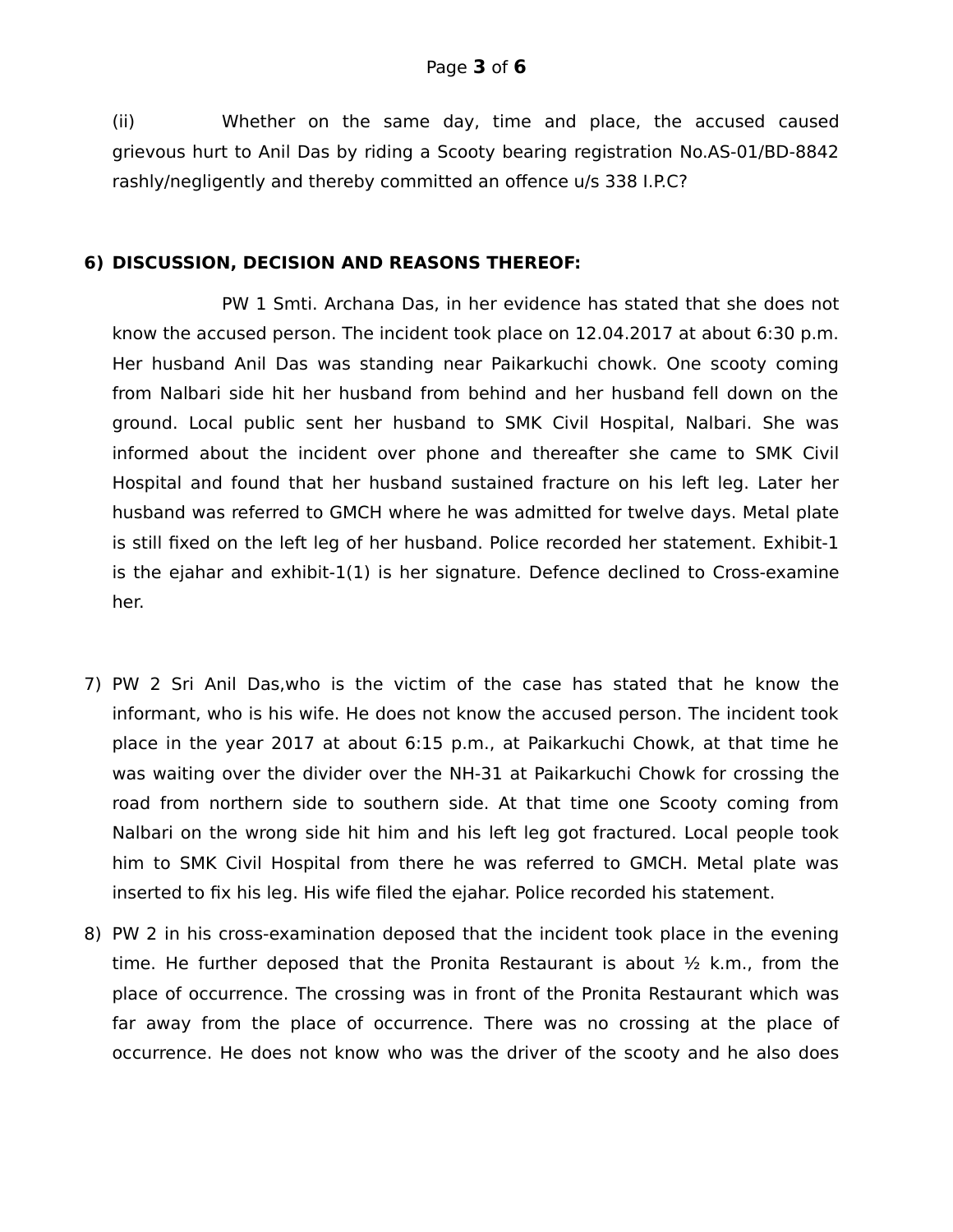(ii) Whether on the same day, time and place, the accused caused grievous hurt to Anil Das by riding a Scooty bearing registration No.AS-01/BD-8842 rashly/negligently and thereby committed an offence u/s 338 I.P.C?

6) **DISCUSSION, DECISION AND REASONS THEREOF:**

PW 1 Smti. Archana Das, in her evidence has stated that she does not know the accused person. The incident took place on 12.04.2017 at about 6:30 p.m. Her husband Anil Das was standing near Paikarkuchi chowk. One scooty coming from Nalbari side hit her husband from behind and her husband fell down on the ground. Local public sent her husband to SMK Civil Hospital, Nalbari. She was informed about the incident over phone and thereafter she came to SMK Civil Hospital and found that her husband sustained fracture on his left leg. Later her husband was referred to GMCH where he was admitted for twelve days. Metal plate is still fixed on the left leg of her husband. Police recorded her statement. Exhibit-1 is the ejahar and exhibit-1(1) is her signature. Defence declined to Cross-examine her.

7) PW 2 Sri Anil Das,who is the victim of the case has stated that he know the informant, who is his wife. He does not know the accused person. The incident took place in the year 2017 at about 6:15 p.m., at Paikarkuchi Chowk, at that time he was waiting over the divider over the NH-31 at Paikarkuchi Chowk for crossing the road from northern side to southern side. At that time one Scooty coming from Nalbari on the wrong side hit him and his left leg got fractured. Local people took him to SMK Civil Hospital from there he was referred to GMCH. Metal plate was inserted to fix his leg. His wife filed the ejahar. Police recorded his statement.

8) PW 2 in his cross-examination deposed that the incident took place in the evening time. He further deposed that the Pronita Restaurant is about ½ k.m., from the place of occurrence. The crossing was in front of the Pronita Restaurant which was far away from the place of occurrence. There was no crossing at the place of occurrence. He does not know who was the driver of the scooty and he also does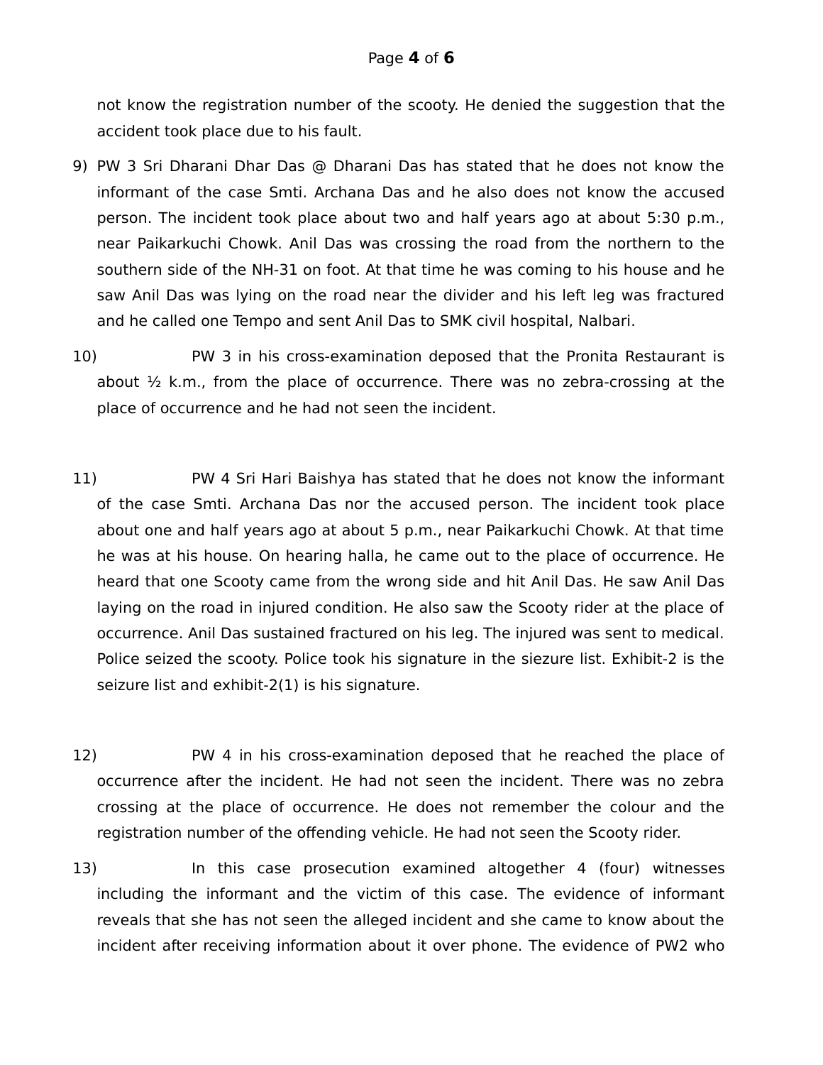not know the registration number of the scooty. He denied the suggestion that the accident took place due to his fault.

9) PW 3 Sri Dharani Dhar Das @ Dharani Das has stated that he does not know the informant of the case Smti. Archana Das and he also does not know the accused person. The incident took place about two and half years ago at about 5:30 p.m., near Paikarkuchi Chowk. Anil Das was crossing the road from the northern to the southern side of the NH-31 on foot. At that time he was coming to his house and he saw Anil Das was lying on the road near the divider and his left leg was fractured and he called one Tempo and sent Anil Das to SMK civil hospital, Nalbari.

10) PW 3 in his cross-examination deposed that the Pronita Restaurant is about ½ k.m., from the place of occurrence. There was no zebra-crossing at the place of occurrence and he had not seen the incident.

11) PW 4 Sri Hari Baishya has stated that he does not know the informant of the case Smti. Archana Das nor the accused person. The incident took place about one and half years ago at about 5 p.m., near Paikarkuchi Chowk. At that time he was at his house. On hearing halla, he came out to the place of occurrence. He heard that one Scooty came from the wrong side and hit Anil Das. He saw Anil Das laying on the road in injured condition. He also saw the Scooty rider at the place of occurrence. Anil Das sustained fractured on his leg. The injured was sent to medical. Police seized the scooty. Police took his signature in the siezure list. Exhibit-2 is the seizure list and exhibit-2(1) is his signature.

12) PW 4 in his cross-examination deposed that he reached the place of occurrence after the incident. He had not seen the incident. There was no zebra crossing at the place of occurrence. He does not remember the colour and the registration number of the offending vehicle. He had not seen the Scooty rider.

13) In this case prosecution examined altogether 4 (four) witnesses including the informant and the victim of this case. The evidence of informant reveals that she has not seen the alleged incident and she came to know about the incident after receiving information about it over phone. The evidence of PW2 who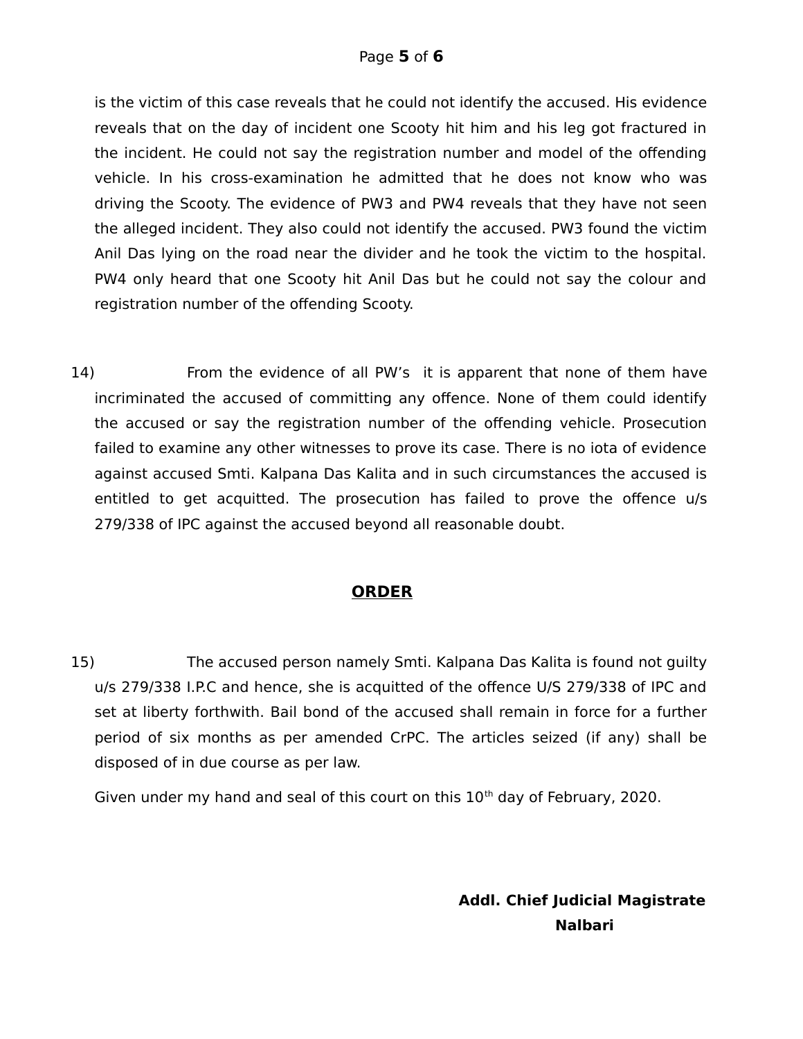is the victim of this case reveals that he could not identify the accused. His evidence reveals that on the day of incident one Scooty hit him and his leg got fractured in the incident. He could not say the registration number and model of the offending vehicle. In his cross-examination he admitted that he does not know who was driving the Scooty. The evidence of PW3 and PW4 reveals that they have not seen the alleged incident. They also could not identify the accused. PW3 found the victim Anil Das lying on the road near the divider and he took the victim to the hospital. PW4 only heard that one Scooty hit Anil Das but he could not say the colour and registration number of the offending Scooty.

14) From the evidence of all PW's it is apparent that none of them have incriminated the accused of committing any offence. None of them could identify the accused or say the registration number of the offending vehicle. Prosecution failed to examine any other witnesses to prove its case. There is no iota of evidence against accused Smti. Kalpana Das Kalita and in such circumstances the accused is entitled to get acquitted. The prosecution has failed to prove the offence u/s 279/338 of IPC against the accused beyond all reasonable doubt.

## **ORDER**

15) The accused person namely Smti. Kalpana Das Kalita is found not guilty u/s 279/338 I.P.C and hence, she is acquitted of the offence U/S 279/338 of IPC and set at liberty forthwith. Bail bond of the accused shall remain in force for a further period of six months as per amended CrPC. The articles seized (if any) shall be disposed of in due course as per law.

Given under my hand and seal of this court on this 10th day of February, 2020.

**Addl. Chief Judicial Magistrate**
**Nalbari**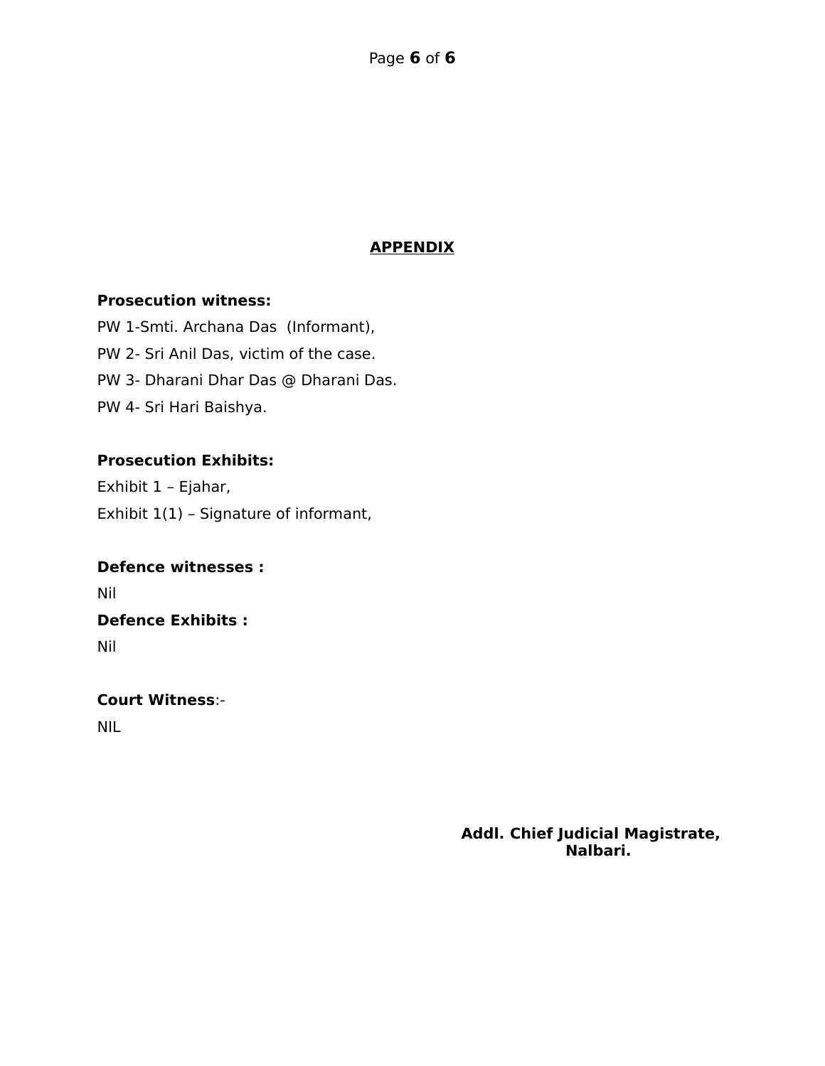## APPENDIX

**Prosecution witness:**

PW 1-Smti. Archana Das (Informant),

PW 2- Sri Anil Das, victim of the case.

PW 3- Dharani Dhar Das @ Dharani Das.

PW 4- Sri Hari Baishya.

**Prosecution Exhibits:**

Exhibit 1 – Ejahar,

Exhibit 1(1) – Signature of informant,

**Defence witnesses :**

Nil

**Defence Exhibits :**

Nil

**Court Witness**:-

NIL

**Addl. Chief Judicial Magistrate,**
**Nalbari.**